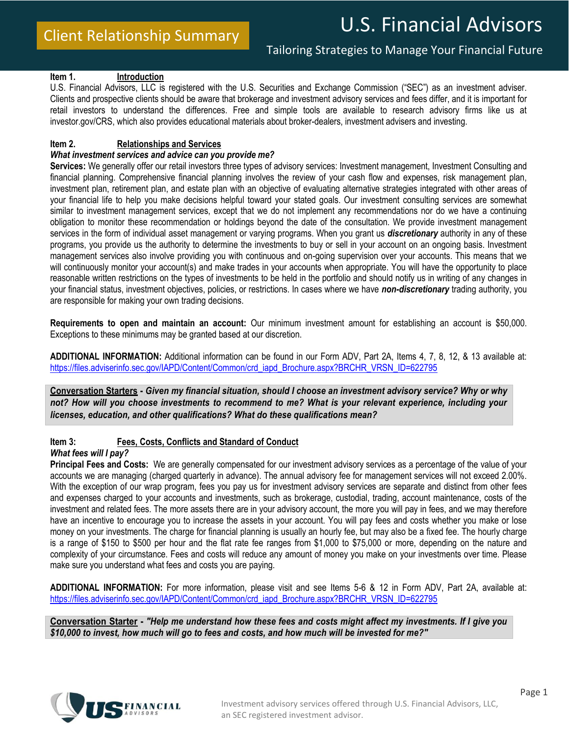# U.S. Financial Advisors

## Client Relationship Summary

Tailoring Strategies to Manage Your Financial Future

**Item 1. Introduction**

U.S. Financial Advisors, LLC is registered with the U.S. Securities and Exchange Commission ("SEC") as an investment adviser. Clients and prospective clients should be aware that brokerage and investment advisory services and fees differ, and it is important for retail investors to understand the differences. Free and simple tools are available to research advisory firms like us at investor.gov/CRS, which also provides educational materials about broker-dealers, investment advisers and investing.

**Item 2. Relationships and Services**

***What investment services and advice can you provide me?***

**Services:** We generally offer our retail investors three types of advisory services: Investment management, Investment Consulting and financial planning. Comprehensive financial planning involves the review of your cash flow and expenses, risk management plan, investment plan, retirement plan, and estate plan with an objective of evaluating alternative strategies integrated with other areas of your financial life to help you make decisions helpful toward your stated goals. Our investment consulting services are somewhat similar to investment management services, except that we do not implement any recommendations nor do we have a continuing obligation to monitor these recommendation or holdings beyond the date of the consultation. We provide investment management services in the form of individual asset management or varying programs. When you grant us ***discretionary*** authority in any of these programs, you provide us the authority to determine the investments to buy or sell in your account on an ongoing basis. Investment management services also involve providing you with continuous and on-going supervision over your accounts. This means that we will continuously monitor your account(s) and make trades in your accounts when appropriate. You will have the opportunity to place reasonable written restrictions on the types of investments to be held in the portfolio and should notify us in writing of any changes in your financial status, investment objectives, policies, or restrictions. In cases where we have ***non-discretionary*** trading authority, you are responsible for making your own trading decisions.

**Requirements to open and maintain an account:** Our minimum investment amount for establishing an account is $50,000. Exceptions to these minimums may be granted based at our discretion.

**ADDITIONAL INFORMATION:** Additional information can be found in our Form ADV, Part 2A, Items 4, 7, 8, 12, & 13 available at: https://files.adviserinfo.sec.gov/IAPD/Content/Common/crd_iapd_Brochure.aspx?BRCHR_VRSN_ID=622795

**Conversation Starters** - ***Given my financial situation, should I choose an investment advisory service? Why or why not? How will you choose investments to recommend to me? What is your relevant experience, including your licenses, education, and other qualifications? What do these qualifications mean?***

**Item 3: Fees, Costs, Conflicts and Standard of Conduct**

***What fees will I pay?***

**Principal Fees and Costs:** We are generally compensated for our investment advisory services as a percentage of the value of your accounts we are managing (charged quarterly in advance). The annual advisory fee for management services will not exceed 2.00%. With the exception of our wrap program, fees you pay us for investment advisory services are separate and distinct from other fees and expenses charged to your accounts and investments, such as brokerage, custodial, trading, account maintenance, costs of the investment and related fees. The more assets there are in your advisory account, the more you will pay in fees, and we may therefore have an incentive to encourage you to increase the assets in your account. You will pay fees and costs whether you make or lose money on your investments. The charge for financial planning is usually an hourly fee, but may also be a fixed fee. The hourly charge is a range of $150 to $500 per hour and the flat rate fee ranges from $1,000 to $75,000 or more, depending on the nature and complexity of your circumstance. Fees and costs will reduce any amount of money you make on your investments over time. Please make sure you understand what fees and costs you are paying.

**ADDITIONAL INFORMATION:** For more information, please visit and see Items 5-6 & 12 in Form ADV, Part 2A, available at: https://files.adviserinfo.sec.gov/IAPD/Content/Common/crd_iapd_Brochure.aspx?BRCHR_VRSN_ID=622795

**Conversation Starter** - ***"Help me understand how these fees and costs might affect my investments. If I give you $10,000 to invest, how much will go to fees and costs, and how much will be invested for me?"***

Investment advisory services offered through U.S. Financial Advisors, LLC, an SEC registered investment advisor.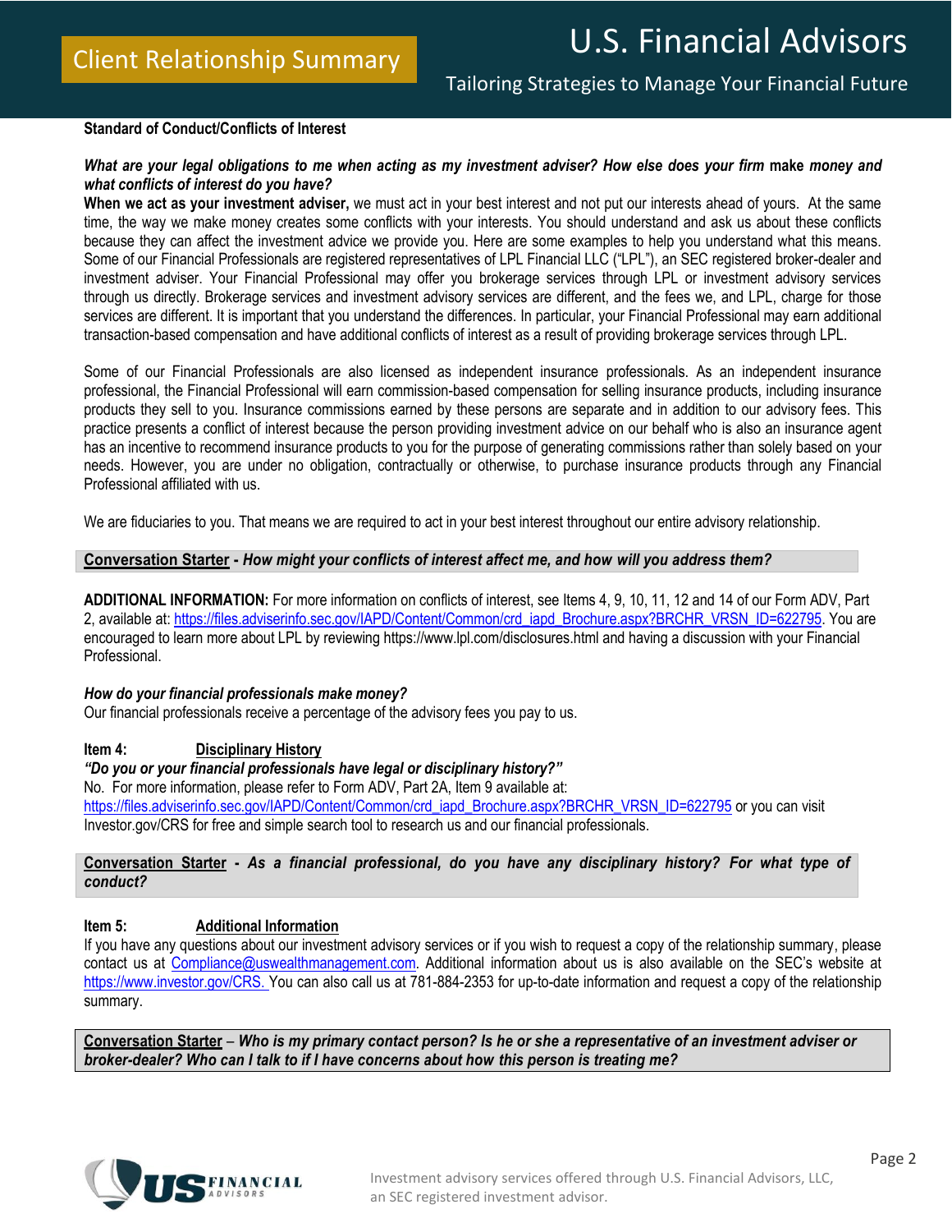**Standard of Conduct/Conflicts of Interest**

***What are your legal obligations to me when acting as my investment adviser? How else does your firm* make *money and what conflicts of interest do you have?***

**When we act as your investment adviser,** we must act in your best interest and not put our interests ahead of yours. At the same time, the way we make money creates some conflicts with your interests. You should understand and ask us about these conflicts because they can affect the investment advice we provide you. Here are some examples to help you understand what this means. Some of our Financial Professionals are registered representatives of LPL Financial LLC ("LPL"), an SEC registered broker-dealer and investment adviser. Your Financial Professional may offer you brokerage services through LPL or investment advisory services through us directly. Brokerage services and investment advisory services are different, and the fees we, and LPL, charge for those services are different. It is important that you understand the differences. In particular, your Financial Professional may earn additional transaction-based compensation and have additional conflicts of interest as a result of providing brokerage services through LPL.

Some of our Financial Professionals are also licensed as independent insurance professionals. As an independent insurance professional, the Financial Professional will earn commission-based compensation for selling insurance products, including insurance products they sell to you. Insurance commissions earned by these persons are separate and in addition to our advisory fees. This practice presents a conflict of interest because the person providing investment advice on our behalf who is also an insurance agent has an incentive to recommend insurance products to you for the purpose of generating commissions rather than solely based on your needs. However, you are under no obligation, contractually or otherwise, to purchase insurance products through any Financial Professional affiliated with us.

We are fiduciaries to you. That means we are required to act in your best interest throughout our entire advisory relationship.

**Conversation Starter** - ***How might your conflicts of interest affect me, and how will you address them?***

**ADDITIONAL INFORMATION:** For more information on conflicts of interest, see Items 4, 9, 10, 11, 12 and 14 of our Form ADV, Part 2, available at: https://files.adviserinfo.sec.gov/IAPD/Content/Common/crd_iapd_Brochure.aspx?BRCHR_VRSN_ID=622795. You are encouraged to learn more about LPL by reviewing https://www.lpl.com/disclosures.html and having a discussion with your Financial Professional.

***How do your financial professionals make money?***

Our financial professionals receive a percentage of the advisory fees you pay to us.

**Item 4: Disciplinary History**

***"Do you or your financial professionals have legal or disciplinary history?"***

No. For more information, please refer to Form ADV, Part 2A, Item 9 available at: https://files.adviserinfo.sec.gov/IAPD/Content/Common/crd_iapd_Brochure.aspx?BRCHR_VRSN_ID=622795 or you can visit Investor.gov/CRS for free and simple search tool to research us and our financial professionals.

**Conversation Starter** - ***As a financial professional, do you have any disciplinary history? For what type of conduct?***

**Item 5: Additional Information**

If you have any questions about our investment advisory services or if you wish to request a copy of the relationship summary, please contact us at Compliance@uswealthmanagement.com. Additional information about us is also available on the SEC's website at https://www.investor.gov/CRS. You can also call us at 781-884-2353 for up-to-date information and request a copy of the relationship summary.

**Conversation Starter** – ***Who is my primary contact person? Is he or she a representative of an investment adviser or broker-dealer? Who can I talk to if I have concerns about how this person is treating me?***

Investment advisory services offered through U.S. Financial Advisors, LLC, an SEC registered investment advisor.